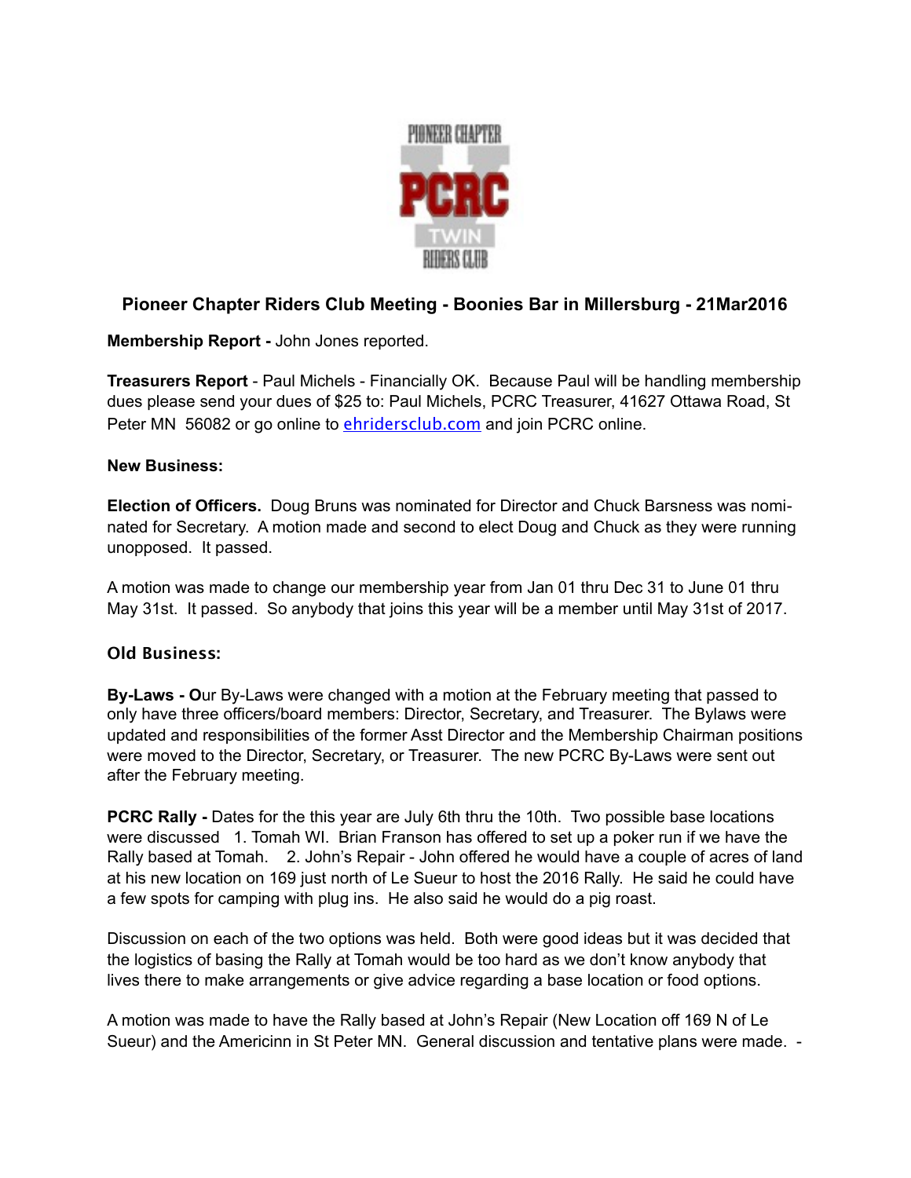# Pioneer Chapter Riders Club Meeting - Boonies Bar in Millersburg - 21Mar2016

**Membership Report -** John Jones reported.

**Treasurers Report** - Paul Michels - Financially OK. Because Paul will be handling membership dues please send your dues of $25 to: Paul Michels, PCRC Treasurer, 41627 Ottawa Road, St Peter MN 56082 or go online to ehridersclub.com and join PCRC online.

**New Business:**

**Election of Officers.** Doug Bruns was nominated for Director and Chuck Barsness was nominated for Secretary. A motion made and second to elect Doug and Chuck as they were running unopposed. It passed.

A motion was made to change our membership year from Jan 01 thru Dec 31 to June 01 thru May 31st. It passed. So anybody that joins this year will be a member until May 31st of 2017.

**Old Business:**

**By-Laws - O**ur By-Laws were changed with a motion at the February meeting that passed to only have three officers/board members: Director, Secretary, and Treasurer. The Bylaws were updated and responsibilities of the former Asst Director and the Membership Chairman positions were moved to the Director, Secretary, or Treasurer. The new PCRC By-Laws were sent out after the February meeting.

**PCRC Rally -** Dates for the this year are July 6th thru the 10th. Two possible base locations were discussed 1. Tomah WI. Brian Franson has offered to set up a poker run if we have the Rally based at Tomah. 2. John's Repair - John offered he would have a couple of acres of land at his new location on 169 just north of Le Sueur to host the 2016 Rally. He said he could have a few spots for camping with plug ins. He also said he would do a pig roast.

Discussion on each of the two options was held. Both were good ideas but it was decided that the logistics of basing the Rally at Tomah would be too hard as we don't know anybody that lives there to make arrangements or give advice regarding a base location or food options.

A motion was made to have the Rally based at John's Repair (New Location off 169 N of Le Sueur) and the Americinn in St Peter MN. General discussion and tentative plans were made. -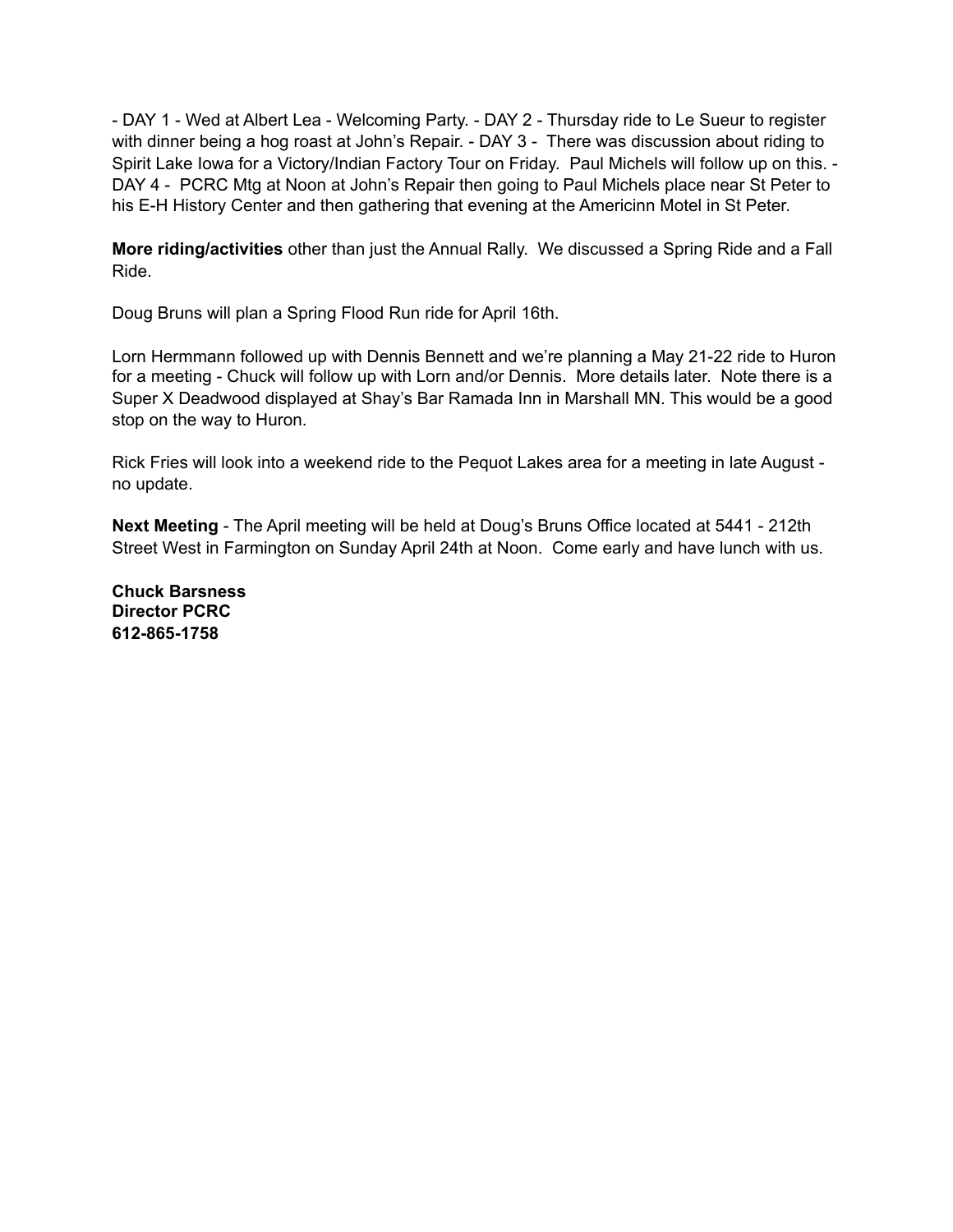- DAY 1 - Wed at Albert Lea - Welcoming Party. - DAY 2 - Thursday ride to Le Sueur to register with dinner being a hog roast at John's Repair. - DAY 3 - There was discussion about riding to Spirit Lake Iowa for a Victory/Indian Factory Tour on Friday. Paul Michels will follow up on this. - DAY 4 - PCRC Mtg at Noon at John's Repair then going to Paul Michels place near St Peter to his E-H History Center and then gathering that evening at the Americinn Motel in St Peter.

**More riding/activities** other than just the Annual Rally. We discussed a Spring Ride and a Fall Ride.

Doug Bruns will plan a Spring Flood Run ride for April 16th.

Lorn Hermmann followed up with Dennis Bennett and we're planning a May 21-22 ride to Huron for a meeting - Chuck will follow up with Lorn and/or Dennis. More details later. Note there is a Super X Deadwood displayed at Shay's Bar Ramada Inn in Marshall MN. This would be a good stop on the way to Huron.

Rick Fries will look into a weekend ride to the Pequot Lakes area for a meeting in late August - no update.

**Next Meeting** - The April meeting will be held at Doug's Bruns Office located at 5441 - 212th Street West in Farmington on Sunday April 24th at Noon. Come early and have lunch with us.

**Chuck Barsness**
**Director PCRC**
**612-865-1758**